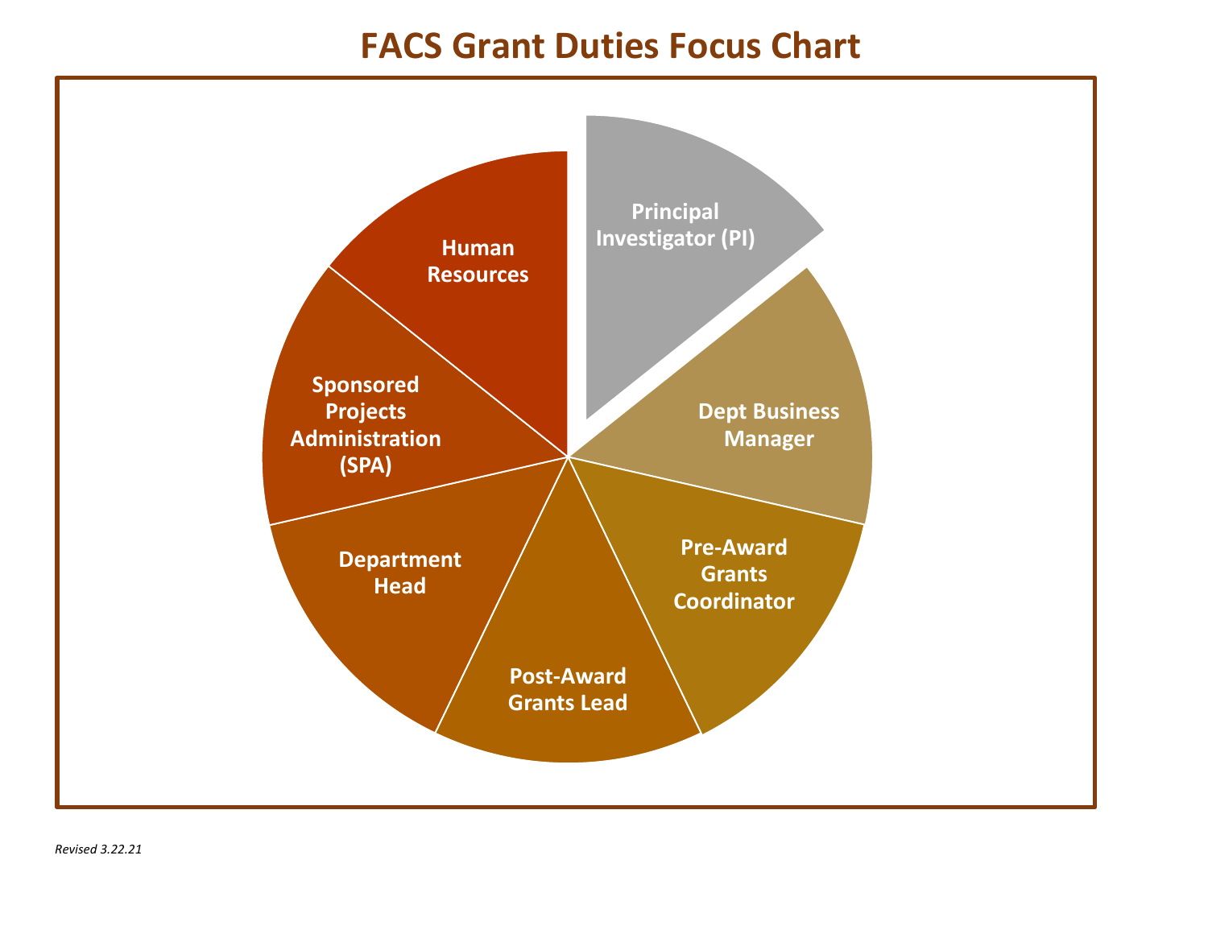# FACS Grant Duties Focus Chart

- Principal Investigator (PI)
- Dept Business Manager
- Pre-Award Grants Coordinator
- Post-Award Grants Lead
- Department Head
- Sponsored Projects Administration (SPA)
- Human Resources

*Revised 3.22.21*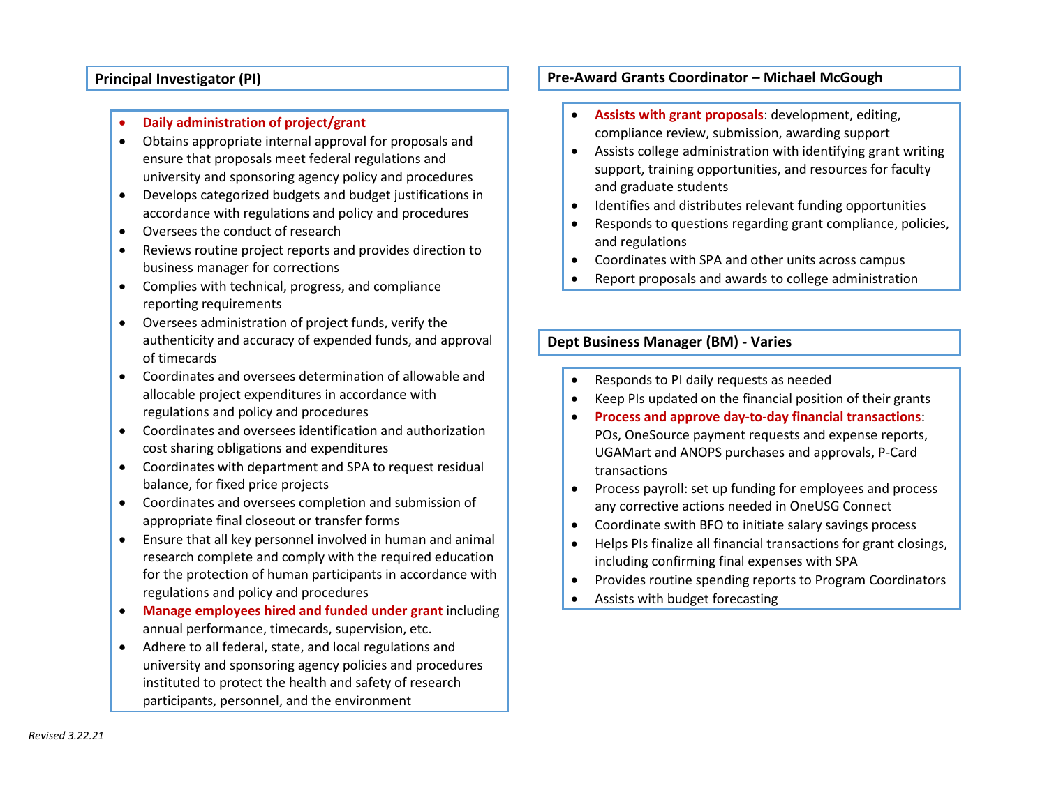## Principal Investigator (PI)

- **Daily administration of project/grant**
- Obtains appropriate internal approval for proposals and ensure that proposals meet federal regulations and university and sponsoring agency policy and procedures
- Develops categorized budgets and budget justifications in accordance with regulations and policy and procedures
- Oversees the conduct of research
- Reviews routine project reports and provides direction to business manager for corrections
- Complies with technical, progress, and compliance reporting requirements
- Oversees administration of project funds, verify the authenticity and accuracy of expended funds, and approval of timecards
- Coordinates and oversees determination of allowable and allocable project expenditures in accordance with regulations and policy and procedures
- Coordinates and oversees identification and authorization cost sharing obligations and expenditures
- Coordinates with department and SPA to request residual balance, for fixed price projects
- Coordinates and oversees completion and submission of appropriate final closeout or transfer forms
- Ensure that all key personnel involved in human and animal research complete and comply with the required education for the protection of human participants in accordance with regulations and policy and procedures
- **Manage employees hired and funded under grant** including annual performance, timecards, supervision, etc.
- Adhere to all federal, state, and local regulations and university and sponsoring agency policies and procedures instituted to protect the health and safety of research participants, personnel, and the environment

## Pre-Award Grants Coordinator – Michael McGough

- **Assists with grant proposals**: development, editing, compliance review, submission, awarding support
- Assists college administration with identifying grant writing support, training opportunities, and resources for faculty and graduate students
- Identifies and distributes relevant funding opportunities
- Responds to questions regarding grant compliance, policies, and regulations
- Coordinates with SPA and other units across campus
- Report proposals and awards to college administration

## Dept Business Manager (BM) - Varies

- Responds to PI daily requests as needed
- Keep PIs updated on the financial position of their grants
- **Process and approve day-to-day financial transactions**: POs, OneSource payment requests and expense reports, UGAMart and ANOPS purchases and approvals, P-Card transactions
- Process payroll: set up funding for employees and process any corrective actions needed in OneUSG Connect
- Coordinate swith BFO to initiate salary savings process
- Helps PIs finalize all financial transactions for grant closings, including confirming final expenses with SPA
- Provides routine spending reports to Program Coordinators
- Assists with budget forecasting

*Revised 3.22.21*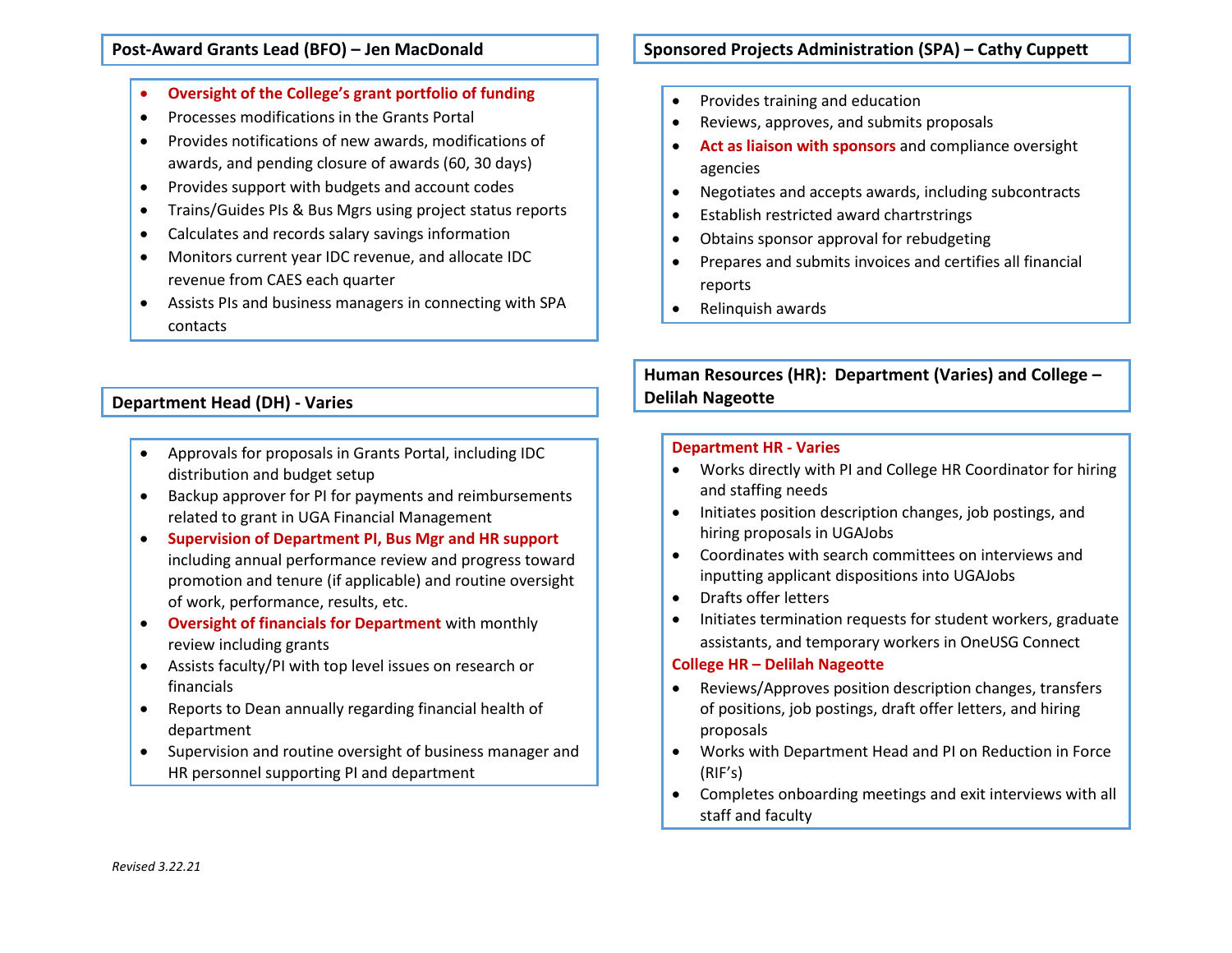## Post-Award Grants Lead (BFO) – Jen MacDonald

- **Oversight of the College's grant portfolio of funding**
- Processes modifications in the Grants Portal
- Provides notifications of new awards, modifications of awards, and pending closure of awards (60, 30 days)
- Provides support with budgets and account codes
- Trains/Guides PIs & Bus Mgrs using project status reports
- Calculates and records salary savings information
- Monitors current year IDC revenue, and allocate IDC revenue from CAES each quarter
- Assists PIs and business managers in connecting with SPA contacts

## Department Head (DH) - Varies

- Approvals for proposals in Grants Portal, including IDC distribution and budget setup
- Backup approver for PI for payments and reimbursements related to grant in UGA Financial Management
- **Supervision of Department PI, Bus Mgr and HR support** including annual performance review and progress toward promotion and tenure (if applicable) and routine oversight of work, performance, results, etc.
- **Oversight of financials for Department** with monthly review including grants
- Assists faculty/PI with top level issues on research or financials
- Reports to Dean annually regarding financial health of department
- Supervision and routine oversight of business manager and HR personnel supporting PI and department

## Sponsored Projects Administration (SPA) – Cathy Cuppett

- Provides training and education
- Reviews, approves, and submits proposals
- **Act as liaison with sponsors** and compliance oversight agencies
- Negotiates and accepts awards, including subcontracts
- Establish restricted award chartrstrings
- Obtains sponsor approval for rebudgeting
- Prepares and submits invoices and certifies all financial reports
- Relinquish awards

## Human Resources (HR): Department (Varies) and College – Delilah Nageotte

**Department HR - Varies**

- Works directly with PI and College HR Coordinator for hiring and staffing needs
- Initiates position description changes, job postings, and hiring proposals in UGAJobs
- Coordinates with search committees on interviews and inputting applicant dispositions into UGAJobs
- Drafts offer letters
- Initiates termination requests for student workers, graduate assistants, and temporary workers in OneUSG Connect

**College HR – Delilah Nageotte**

- Reviews/Approves position description changes, transfers of positions, job postings, draft offer letters, and hiring proposals
- Works with Department Head and PI on Reduction in Force (RIF's)
- Completes onboarding meetings and exit interviews with all staff and faculty

*Revised 3.22.21*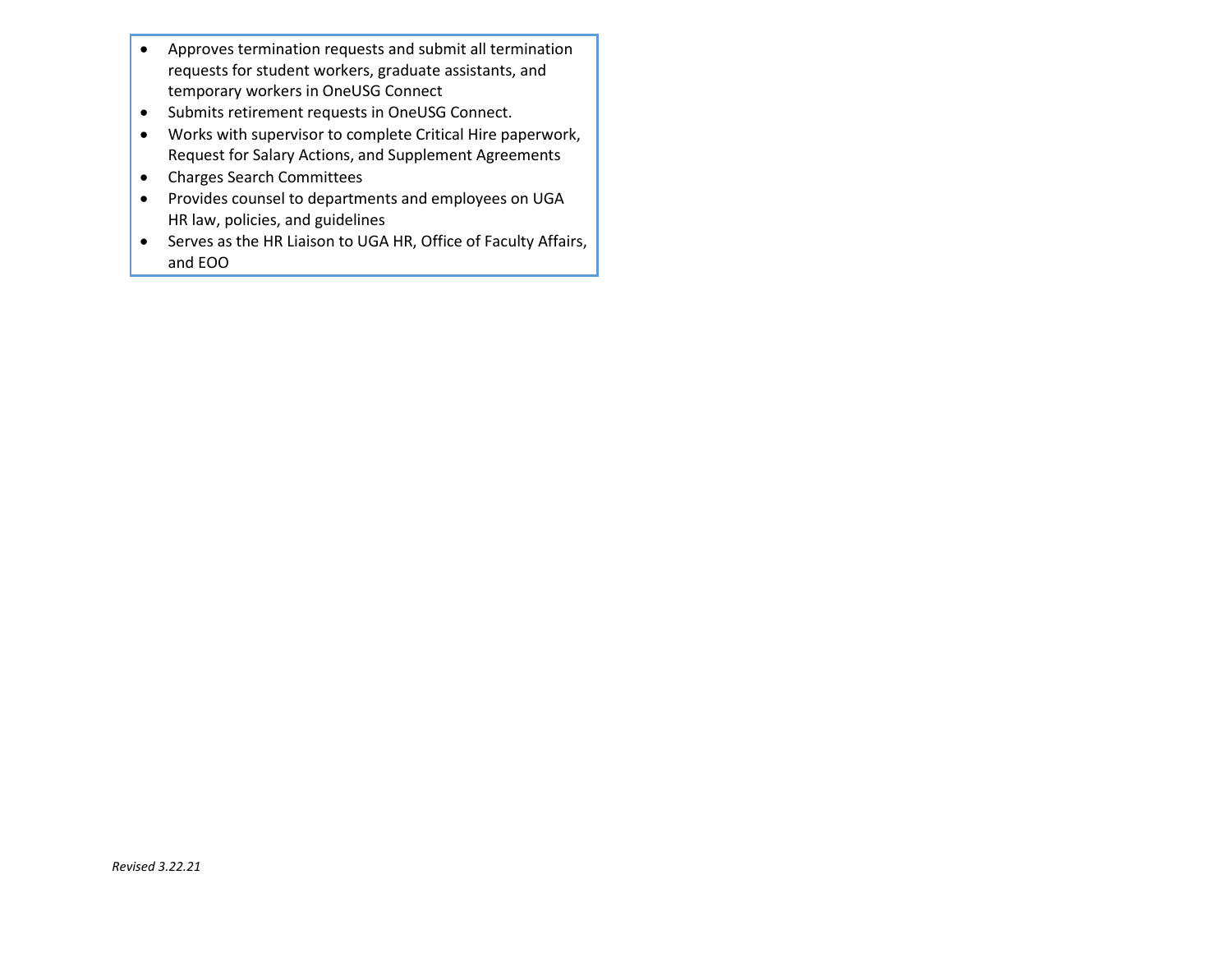- Approves termination requests and submit all termination requests for student workers, graduate assistants, and temporary workers in OneUSG Connect
- Submits retirement requests in OneUSG Connect.
- Works with supervisor to complete Critical Hire paperwork, Request for Salary Actions, and Supplement Agreements
- Charges Search Committees
- Provides counsel to departments and employees on UGA HR law, policies, and guidelines
- Serves as the HR Liaison to UGA HR, Office of Faculty Affairs, and EOO

*Revised 3.22.21*